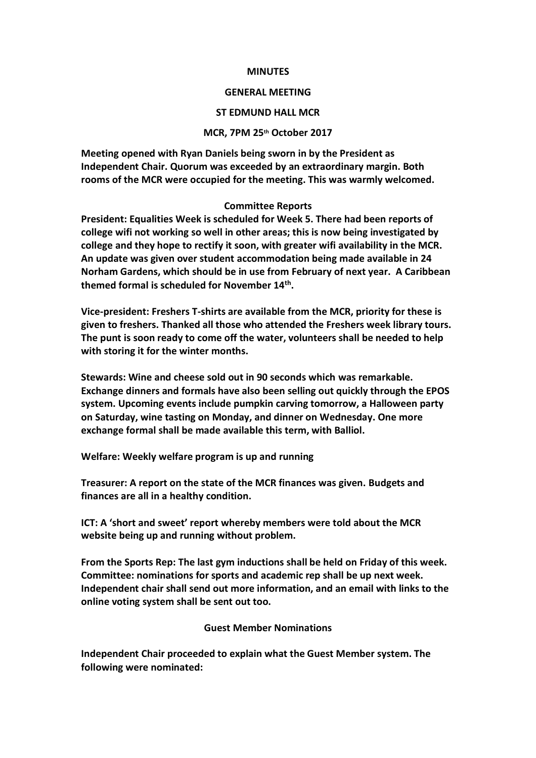**MINUTES**

**GENERAL MEETING**

**ST EDMUND HALL MCR**

**MCR, 7PM 25th October 2017**

**Meeting opened with Ryan Daniels being sworn in by the President as Independent Chair. Quorum was exceeded by an extraordinary margin. Both rooms of the MCR were occupied for the meeting. This was warmly welcomed.**

**Committee Reports**

**President: Equalities Week is scheduled for Week 5. There had been reports of college wifi not working so well in other areas; this is now being investigated by college and they hope to rectify it soon, with greater wifi availability in the MCR. An update was given over student accommodation being made available in 24 Norham Gardens, which should be in use from February of next year. A Caribbean themed formal is scheduled for November 14th.**

**Vice-president: Freshers T-shirts are available from the MCR, priority for these is given to freshers. Thanked all those who attended the Freshers week library tours. The punt is soon ready to come off the water, volunteers shall be needed to help with storing it for the winter months.**

**Stewards: Wine and cheese sold out in 90 seconds which was remarkable. Exchange dinners and formals have also been selling out quickly through the EPOS system. Upcoming events include pumpkin carving tomorrow, a Halloween party on Saturday, wine tasting on Monday, and dinner on Wednesday. One more exchange formal shall be made available this term, with Balliol.**

**Welfare: Weekly welfare program is up and running**

**Treasurer: A report on the state of the MCR finances was given. Budgets and finances are all in a healthy condition.**

**ICT: A 'short and sweet' report whereby members were told about the MCR website being up and running without problem.**

**From the Sports Rep: The last gym inductions shall be held on Friday of this week. Committee: nominations for sports and academic rep shall be up next week. Independent chair shall send out more information, and an email with links to the online voting system shall be sent out too.**

**Guest Member Nominations**

**Independent Chair proceeded to explain what the Guest Member system. The following were nominated:**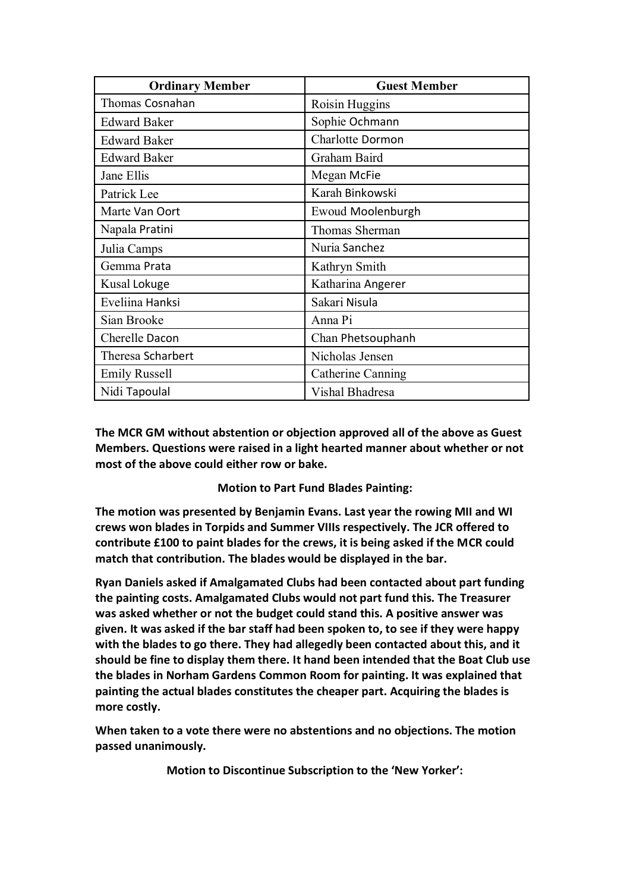| Ordinary Member | Guest Member |
|---|---|
| Thomas Cosnahan | Roisin Huggins |
| Edward Baker | Sophie Ochmann |
| Edward Baker | Charlotte Dormon |
| Edward Baker | Graham Baird |
| Jane Ellis | Megan McFie |
| Patrick Lee | Karah Binkowski |
| Marte Van Oort | Ewoud Moolenburgh |
| Napala Pratini | Thomas Sherman |
| Julia Camps | Nuria Sanchez |
| Gemma Prata | Kathryn Smith |
| Kusal Lokuge | Katharina Angerer |
| Eveliina Hanksi | Sakari Nisula |
| Sian Brooke | Anna Pi |
| Cherelle Dacon | Chan Phetsouphanh |
| Theresa Scharbert | Nicholas Jensen |
| Emily Russell | Catherine Canning |
| Nidi Tapoulal | Vishal Bhadresa |

**The MCR GM without abstention or objection approved all of the above as Guest Members. Questions were raised in a light hearted manner about whether or not most of the above could either row or bake.**

**Motion to Part Fund Blades Painting:**

**The motion was presented by Benjamin Evans. Last year the rowing MII and WI crews won blades in Torpids and Summer VIIIs respectively. The JCR offered to contribute £100 to paint blades for the crews, it is being asked if the MCR could match that contribution. The blades would be displayed in the bar.**

**Ryan Daniels asked if Amalgamated Clubs had been contacted about part funding the painting costs. Amalgamated Clubs would not part fund this. The Treasurer was asked whether or not the budget could stand this. A positive answer was given. It was asked if the bar staff had been spoken to, to see if they were happy with the blades to go there. They had allegedly been contacted about this, and it should be fine to display them there. It hand been intended that the Boat Club use the blades in Norham Gardens Common Room for painting. It was explained that painting the actual blades constitutes the cheaper part. Acquiring the blades is more costly.**

**When taken to a vote there were no abstentions and no objections. The motion passed unanimously.**

**Motion to Discontinue Subscription to the 'New Yorker':**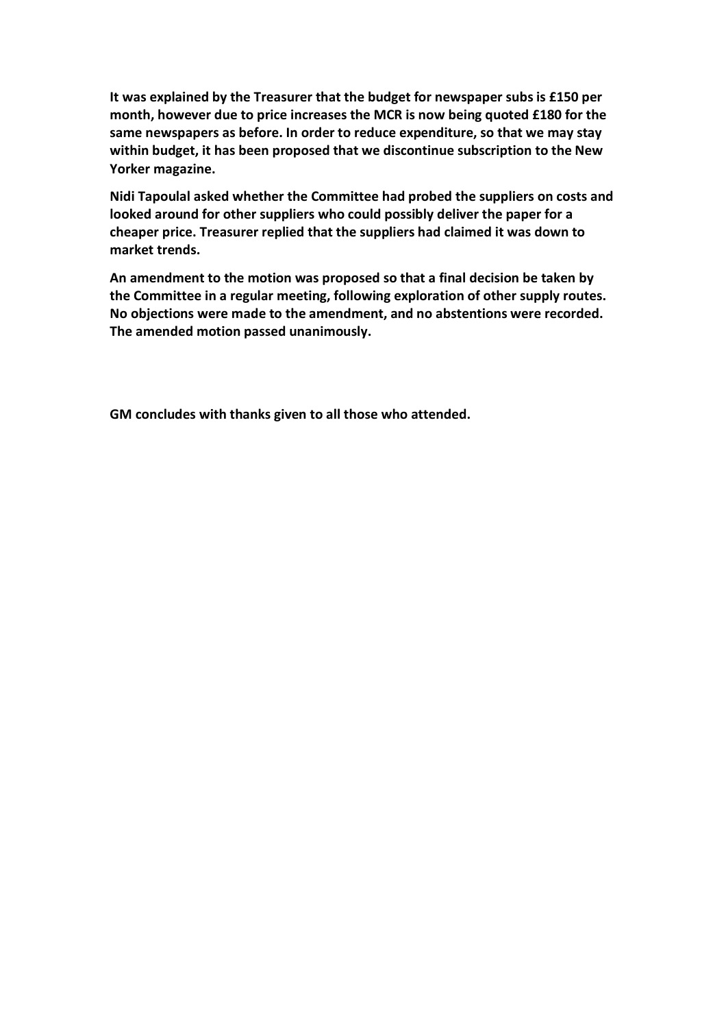**It was explained by the Treasurer that the budget for newspaper subs is £150 per month, however due to price increases the MCR is now being quoted £180 for the same newspapers as before. In order to reduce expenditure, so that we may stay within budget, it has been proposed that we discontinue subscription to the New Yorker magazine.**

**Nidi Tapoulal asked whether the Committee had probed the suppliers on costs and looked around for other suppliers who could possibly deliver the paper for a cheaper price. Treasurer replied that the suppliers had claimed it was down to market trends.**

**An amendment to the motion was proposed so that a final decision be taken by the Committee in a regular meeting, following exploration of other supply routes. No objections were made to the amendment, and no abstentions were recorded. The amended motion passed unanimously.**

**GM concludes with thanks given to all those who attended.**